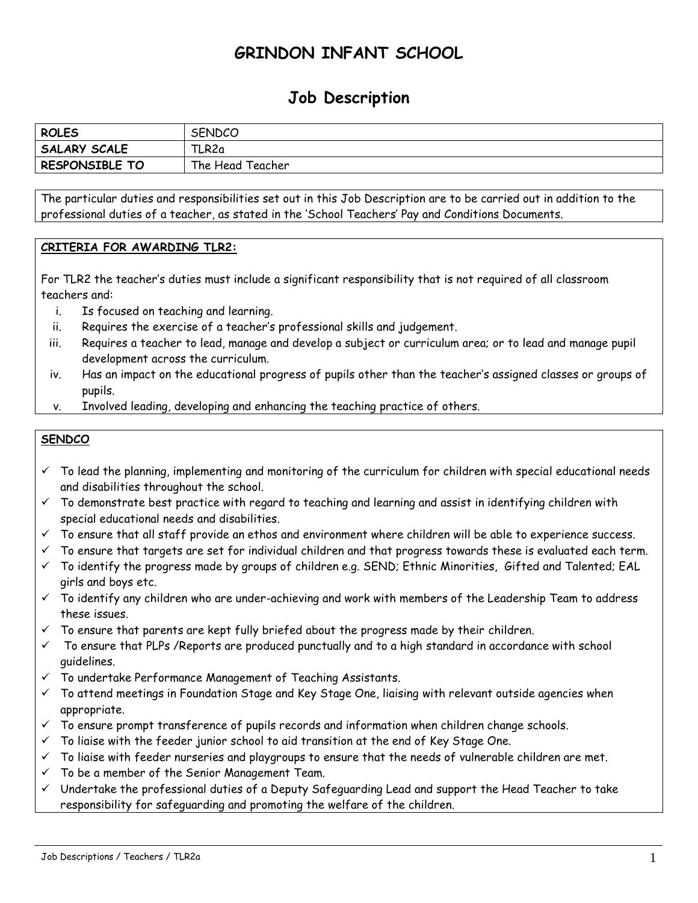# GRINDON INFANT SCHOOL

## Job Description

| ROLES | SENDCO |
| --- | --- |
| SALARY SCALE | TLR2a |
| RESPONSIBLE TO | The Head Teacher |

The particular duties and responsibilities set out in this Job Description are to be carried out in addition to the professional duties of a teacher, as stated in the 'School Teachers' Pay and Conditions Documents.

**CRITERIA FOR AWARDING TLR2:**

For TLR2 the teacher's duties must include a significant responsibility that is not required of all classroom teachers and:

i. Is focused on teaching and learning.
ii. Requires the exercise of a teacher's professional skills and judgement.
iii. Requires a teacher to lead, manage and develop a subject or curriculum area; or to lead and manage pupil development across the curriculum.
iv. Has an impact on the educational progress of pupils other than the teacher's assigned classes or groups of pupils.
v. Involved leading, developing and enhancing the teaching practice of others.

**SENDCO**

- ✓ To lead the planning, implementing and monitoring of the curriculum for children with special educational needs and disabilities throughout the school.
- ✓ To demonstrate best practice with regard to teaching and learning and assist in identifying children with special educational needs and disabilities.
- ✓ To ensure that all staff provide an ethos and environment where children will be able to experience success.
- ✓ To ensure that targets are set for individual children and that progress towards these is evaluated each term.
- ✓ To identify the progress made by groups of children e.g. SEND; Ethnic Minorities, Gifted and Talented; EAL girls and boys etc.
- ✓ To identify any children who are under-achieving and work with members of the Leadership Team to address these issues.
- ✓ To ensure that parents are kept fully briefed about the progress made by their children.
- ✓ To ensure that PLPs /Reports are produced punctually and to a high standard in accordance with school guidelines.
- ✓ To undertake Performance Management of Teaching Assistants.
- ✓ To attend meetings in Foundation Stage and Key Stage One, liaising with relevant outside agencies when appropriate.
- ✓ To ensure prompt transference of pupils records and information when children change schools.
- ✓ To liaise with the feeder junior school to aid transition at the end of Key Stage One.
- ✓ To liaise with feeder nurseries and playgroups to ensure that the needs of vulnerable children are met.
- ✓ To be a member of the Senior Management Team.
- ✓ Undertake the professional duties of a Deputy Safeguarding Lead and support the Head Teacher to take responsibility for safeguarding and promoting the welfare of the children.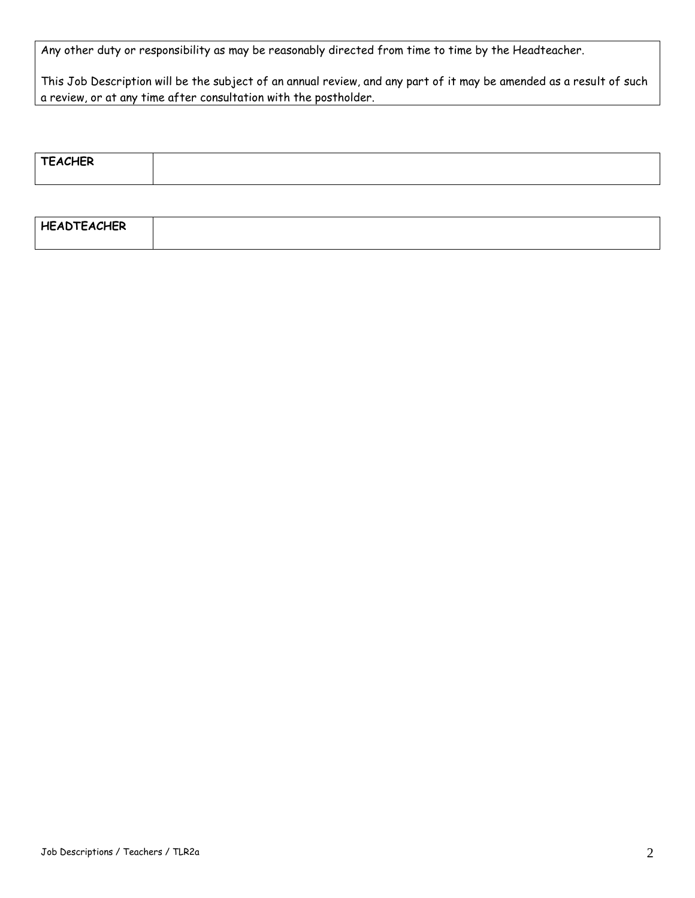| |
|---|
| Any other duty or responsibility as may be reasonably directed from time to time by the Headteacher.<br><br>This Job Description will be the subject of an annual review, and any part of it may be amended as a result of such a review, or at any time after consultation with the postholder. |

| | |
|---|---|
| **TEACHER** | |

| | |
|---|---|
| **HEADTEACHER** | |